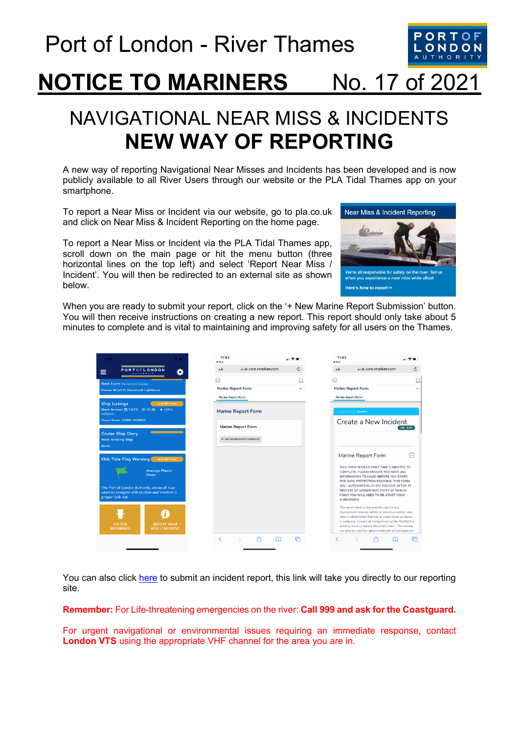# Port of London - River Thames

## NOTICE TO MARINERS No. 17 of 2021

# NAVIGATIONAL NEAR MISS & INCIDENTS
# NEW WAY OF REPORTING

A new way of reporting Navigational Near Misses and Incidents has been developed and is now publicly available to all River Users through our website or the PLA Tidal Thames app on your smartphone.

To report a Near Miss or Incident via our website, go to pla.co.uk and click on Near Miss & Incident Reporting on the home page.

To report a Near Miss or Incident via the PLA Tidal Thames app, scroll down on the main page or hit the menu button (three horizontal lines on the top left) and select 'Report Near Miss / Incident'. You will then be redirected to an external site as shown below.

When you are ready to submit your report, click on the '+ New Marine Report Submission' button. You will then receive instructions on creating a new report. This report should only take about 5 minutes to complete and is vital to maintaining and improving safety for all users on the Thames.

You can also click here to submit an incident report, this link will take you directly to our reporting site.

**Remember:** For Life-threatening emergencies on the river: **Call 999 and ask for the Coastguard.**

For urgent navigational or environmental issues requiring an immediate response, contact **London VTS** using the appropriate VHF channel for the area you are in.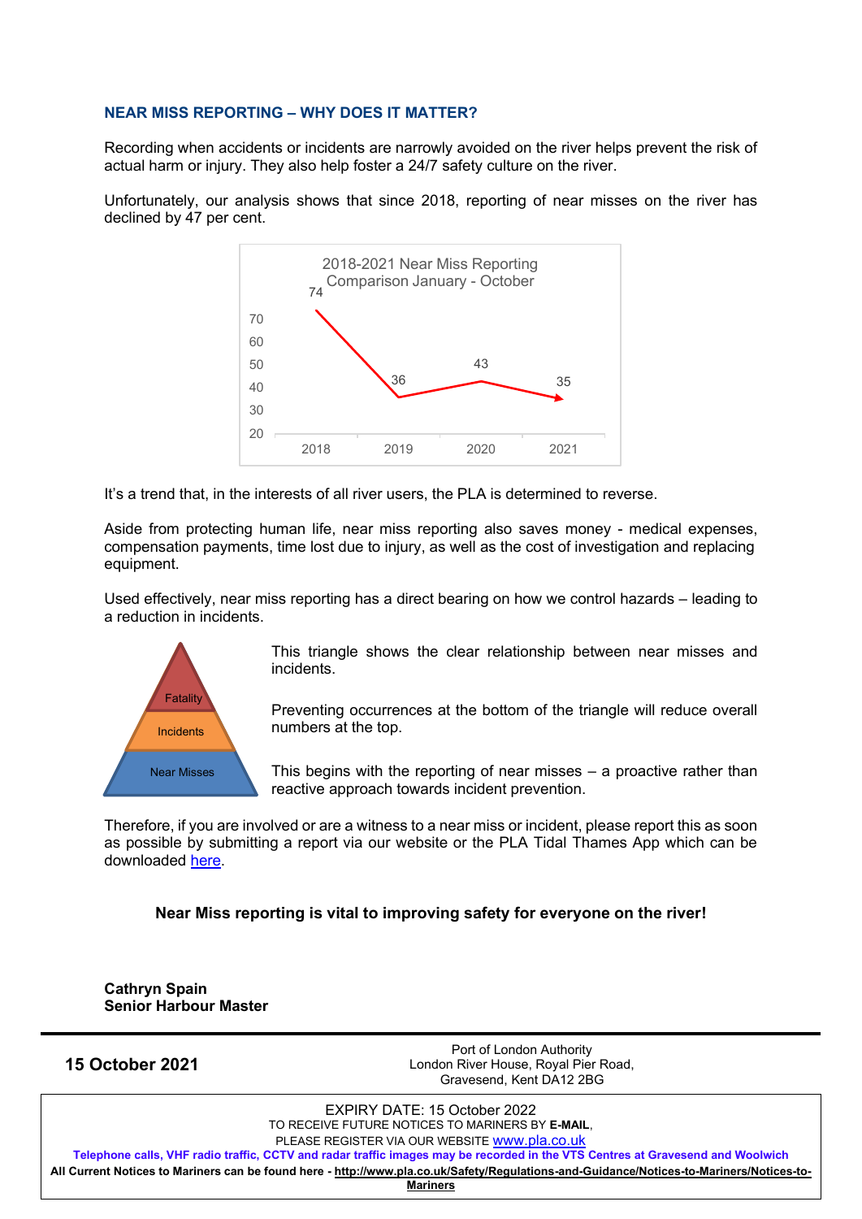### NEAR MISS REPORTING – WHY DOES IT MATTER?

Recording when accidents or incidents are narrowly avoided on the river helps prevent the risk of actual harm or injury. They also help foster a 24/7 safety culture on the river.

Unfortunately, our analysis shows that since 2018, reporting of near misses on the river has declined by 47 per cent.

2018-2021 Near Miss Reporting
Comparison January - October

74
36
43
35

70
60
50
40
30
20

2018
2019
2020
2021

It's a trend that, in the interests of all river users, the PLA is determined to reverse.

Aside from protecting human life, near miss reporting also saves money - medical expenses, compensation payments, time lost due to injury, as well as the cost of investigation and replacing equipment.

Used effectively, near miss reporting has a direct bearing on how we control hazards – leading to a reduction in incidents.

Fatality
Incidents
Near Misses

This triangle shows the clear relationship between near misses and incidents.

Preventing occurrences at the bottom of the triangle will reduce overall numbers at the top.

This begins with the reporting of near misses – a proactive rather than reactive approach towards incident prevention.

Therefore, if you are involved or are a witness to a near miss or incident, please report this as soon as possible by submitting a report via our website or the PLA Tidal Thames App which can be downloaded here.

**Near Miss reporting is vital to improving safety for everyone on the river!**

**Cathryn Spain**
**Senior Harbour Master**

**15 October 2021**

Port of London Authority
London River House, Royal Pier Road,
Gravesend, Kent DA12 2BG

EXPIRY DATE: 15 October 2022
TO RECEIVE FUTURE NOTICES TO MARINERS BY **E-MAIL**,
PLEASE REGISTER VIA OUR WEBSITE www.pla.co.uk
**Telephone calls, VHF radio traffic, CCTV and radar traffic images may be recorded in the VTS Centres at Gravesend and Woolwich**
**All Current Notices to Mariners can be found here - http://www.pla.co.uk/Safety/Regulations-and-Guidance/Notices-to-Mariners/Notices-to-Mariners**